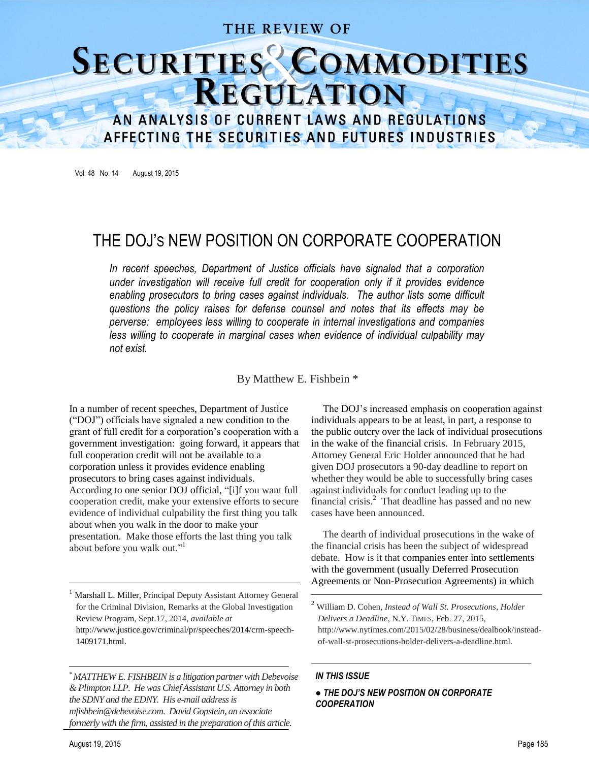# THE DOJ'S NEW POSITION ON CORPORATE COOPERATION

*In recent speeches, Department of Justice officials have signaled that a corporation under investigation will receive full credit for cooperation only if it provides evidence enabling prosecutors to bring cases against individuals. The author lists some difficult questions the policy raises for defense counsel and notes that its effects may be perverse: employees less willing to cooperate in internal investigations and companies less willing to cooperate in marginal cases when evidence of individual culpability may not exist.*

By Matthew E. Fishbein *

In a number of recent speeches, Department of Justice ("DOJ") officials have signaled a new condition to the grant of full credit for a corporation's cooperation with a government investigation: going forward, it appears that full cooperation credit will not be available to a corporation unless it provides evidence enabling prosecutors to bring cases against individuals. According to one senior DOJ official, "[i]f you want full cooperation credit, make your extensive efforts to secure evidence of individual culpability the first thing you talk about when you walk in the door to make your presentation. Make those efforts the last thing you talk about before you walk out."[1]

The DOJ's increased emphasis on cooperation against individuals appears to be at least, in part, a response to the public outcry over the lack of individual prosecutions in the wake of the financial crisis. In February 2015, Attorney General Eric Holder announced that he had given DOJ prosecutors a 90-day deadline to report on whether they would be able to successfully bring cases against individuals for conduct leading up to the financial crisis.[2] That deadline has passed and no new cases have been announced.

The dearth of individual prosecutions in the wake of the financial crisis has been the subject of widespread debate. How is it that companies enter into settlements with the government (usually Deferred Prosecution Agreements or Non-Prosecution Agreements) in which

---

[1] Marshall L. Miller, Principal Deputy Assistant Attorney General for the Criminal Division, Remarks at the Global Investigation Review Program, Sept.17, 2014, *available at* http://www.justice.gov/criminal/pr/speeches/2014/crm-speech-1409171.html.

[2] William D. Cohen, *Instead of Wall St. Prosecutions, Holder Delivers a Deadline*, N.Y. TIMES, Feb. 27, 2015, http://www.nytimes.com/2015/02/28/business/dealbook/instead-of-wall-st-prosecutions-holder-delivers-a-deadline.html.

\* *MATTHEW E. FISHBEIN is a litigation partner with Debevoise & Plimpton LLP. He was Chief Assistant U.S. Attorney in both the SDNY and the EDNY. His e-mail address is mfishbein@debevoise.com. David Gopstein, an associate formerly with the firm, assisted in the preparation of this article.*

***IN THIS ISSUE***

***● THE DOJ'S NEW POSITION ON CORPORATE COOPERATION***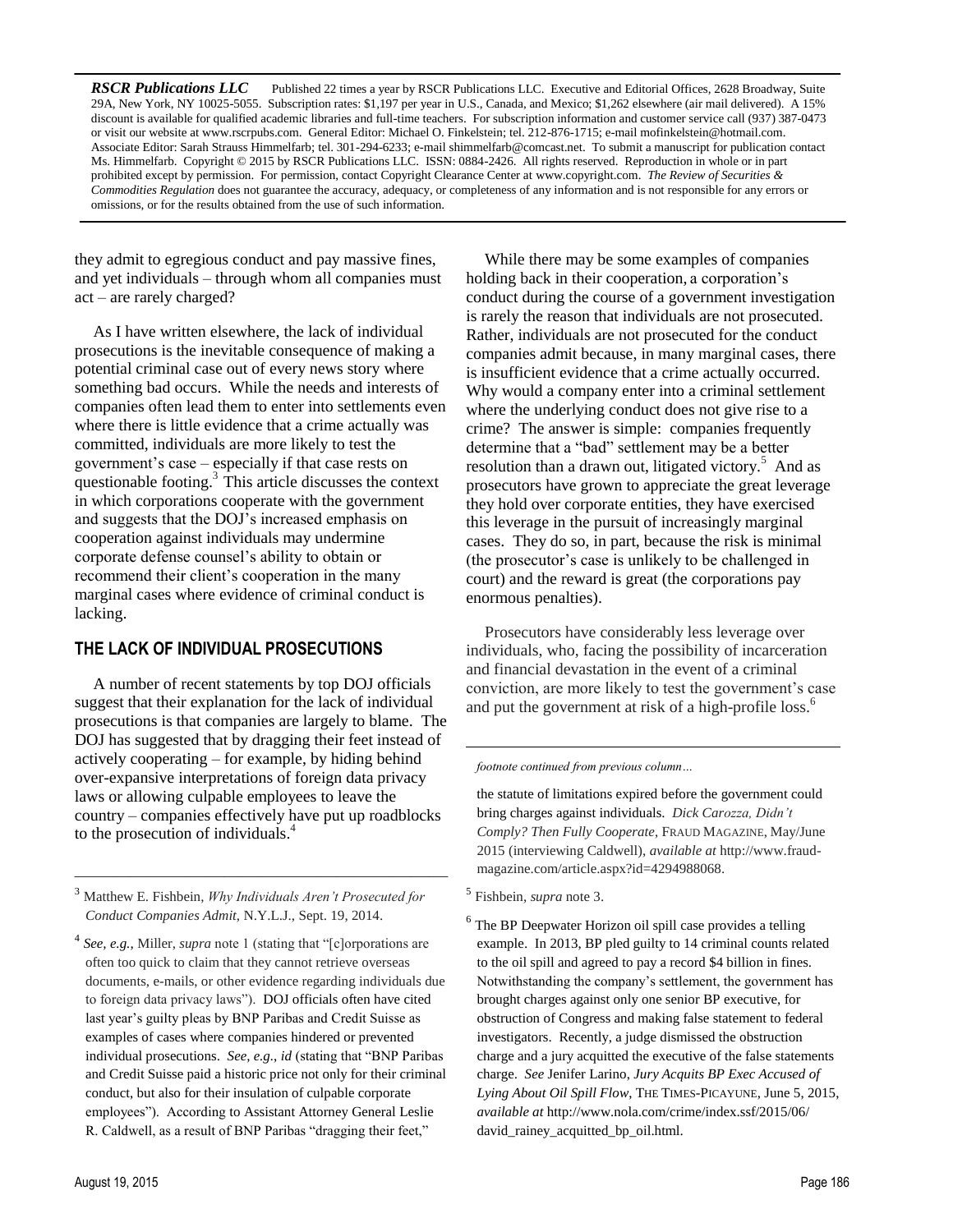**RSCR Publications LLC** Published 22 times a year by RSCR Publications LLC. Executive and Editorial Offices, 2628 Broadway, Suite 29A, New York, NY 10025-5055. Subscription rates: $1,197 per year in U.S., Canada, and Mexico; $1,262 elsewhere (air mail delivered). A 15% discount is available for qualified academic libraries and full-time teachers. For subscription information and customer service call (937) 387-0473 or visit our website at www.rscrpubs.com. General Editor: Michael O. Finkelstein; tel. 212-876-1715; e-mail mofinkelstein@hotmail.com. Associate Editor: Sarah Strauss Himmelfarb; tel. 301-294-6233; e-mail shimmelfarb@comcast.net. To submit a manuscript for publication contact Ms. Himmelfarb. Copyright © 2015 by RSCR Publications LLC. ISSN: 0884-2426. All rights reserved. Reproduction in whole or in part prohibited except by permission. For permission, contact Copyright Clearance Center at www.copyright.com. *The Review of Securities & Commodities Regulation* does not guarantee the accuracy, adequacy, or completeness of any information and is not responsible for any errors or omissions, or for the results obtained from the use of such information.

they admit to egregious conduct and pay massive fines, and yet individuals – through whom all companies must act – are rarely charged?

As I have written elsewhere, the lack of individual prosecutions is the inevitable consequence of making a potential criminal case out of every news story where something bad occurs. While the needs and interests of companies often lead them to enter into settlements even where there is little evidence that a crime actually was committed, individuals are more likely to test the government's case – especially if that case rests on questionable footing.[3] This article discusses the context in which corporations cooperate with the government and suggests that the DOJ's increased emphasis on cooperation against individuals may undermine corporate defense counsel's ability to obtain or recommend their client's cooperation in the many marginal cases where evidence of criminal conduct is lacking.

## THE LACK OF INDIVIDUAL PROSECUTIONS

A number of recent statements by top DOJ officials suggest that their explanation for the lack of individual prosecutions is that companies are largely to blame. The DOJ has suggested that by dragging their feet instead of actively cooperating – for example, by hiding behind over-expansive interpretations of foreign data privacy laws or allowing culpable employees to leave the country – companies effectively have put up roadblocks to the prosecution of individuals.[4]

While there may be some examples of companies holding back in their cooperation, a corporation's conduct during the course of a government investigation is rarely the reason that individuals are not prosecuted. Rather, individuals are not prosecuted for the conduct companies admit because, in many marginal cases, there is insufficient evidence that a crime actually occurred. Why would a company enter into a criminal settlement where the underlying conduct does not give rise to a crime? The answer is simple: companies frequently determine that a "bad" settlement may be a better resolution than a drawn out, litigated victory.[5] And as prosecutors have grown to appreciate the great leverage they hold over corporate entities, they have exercised this leverage in the pursuit of increasingly marginal cases. They do so, in part, because the risk is minimal (the prosecutor's case is unlikely to be challenged in court) and the reward is great (the corporations pay enormous penalties).

Prosecutors have considerably less leverage over individuals, who, facing the possibility of incarceration and financial devastation in the event of a criminal conviction, are more likely to test the government's case and put the government at risk of a high-profile loss.[6]

---

[3] Matthew E. Fishbein, *Why Individuals Aren't Prosecuted for Conduct Companies Admit*, N.Y.L.J., Sept. 19, 2014.

[4] *See, e.g.*, Miller, *supra* note 1 (stating that "[c]orporations are often too quick to claim that they cannot retrieve overseas documents, e-mails, or other evidence regarding individuals due to foreign data privacy laws"). DOJ officials often have cited last year's guilty pleas by BNP Paribas and Credit Suisse as examples of cases where companies hindered or prevented individual prosecutions. *See, e.g.*, *id* (stating that "BNP Paribas and Credit Suisse paid a historic price not only for their criminal conduct, but also for their insulation of culpable corporate employees"). According to Assistant Attorney General Leslie R. Caldwell, as a result of BNP Paribas "dragging their feet," the statute of limitations expired before the government could bring charges against individuals. *Dick Carozza, Didn't Comply? Then Fully Cooperate*, FRAUD MAGAZINE, May/June 2015 (interviewing Caldwell), *available at* http://www.fraud-magazine.com/article.aspx?id=4294988068.

[5] Fishbein, *supra* note 3.

[6] The BP Deepwater Horizon oil spill case provides a telling example. In 2013, BP pled guilty to 14 criminal counts related to the oil spill and agreed to pay a record $4 billion in fines. Notwithstanding the company's settlement, the government has brought charges against only one senior BP executive, for obstruction of Congress and making false statement to federal investigators. Recently, a judge dismissed the obstruction charge and a jury acquitted the executive of the false statements charge. *See* Jenifer Larino, *Jury Acquits BP Exec Accused of Lying About Oil Spill Flow*, THE TIMES-PICAYUNE, June 5, 2015, *available at* http://www.nola.com/crime/index.ssf/2015/06/david_rainey_acquitted_bp_oil.html.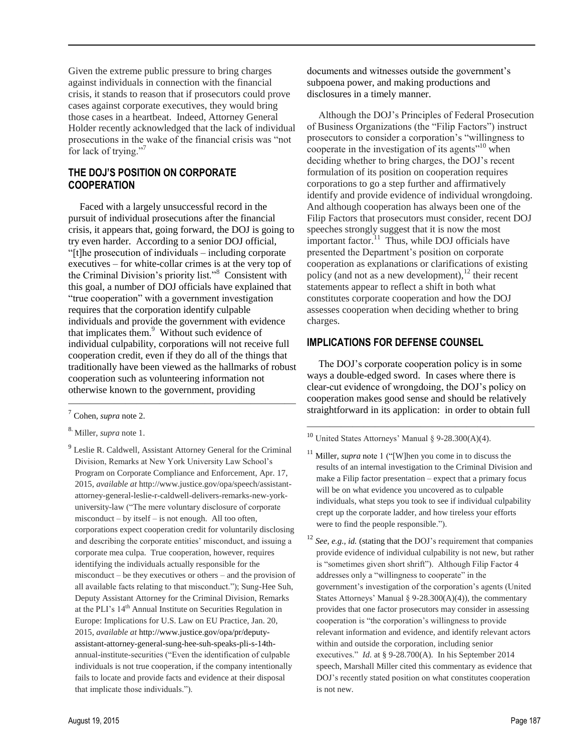Given the extreme public pressure to bring charges against individuals in connection with the financial crisis, it stands to reason that if prosecutors could prove cases against corporate executives, they would bring those cases in a heartbeat. Indeed, Attorney General Holder recently acknowledged that the lack of individual prosecutions in the wake of the financial crisis was "not for lack of trying."[7]

## THE DOJ'S POSITION ON CORPORATE COOPERATION

Faced with a largely unsuccessful record in the pursuit of individual prosecutions after the financial crisis, it appears that, going forward, the DOJ is going to try even harder. According to a senior DOJ official, "[t]he prosecution of individuals – including corporate executives – for white-collar crimes is at the very top of the Criminal Division's priority list."[8] Consistent with this goal, a number of DOJ officials have explained that "true cooperation" with a government investigation requires that the corporation identify culpable individuals and provide the government with evidence that implicates them.[9] Without such evidence of individual culpability, corporations will not receive full cooperation credit, even if they do all of the things that traditionally have been viewed as the hallmarks of robust cooperation such as volunteering information not otherwise known to the government, providing documents and witnesses outside the government's subpoena power, and making productions and disclosures in a timely manner.

Although the DOJ's Principles of Federal Prosecution of Business Organizations (the "Filip Factors") instruct prosecutors to consider a corporation's "willingness to cooperate in the investigation of its agents"[10] when deciding whether to bring charges, the DOJ's recent formulation of its position on cooperation requires corporations to go a step further and affirmatively identify and provide evidence of individual wrongdoing. And although cooperation has always been one of the Filip Factors that prosecutors must consider, recent DOJ speeches strongly suggest that it is now the most important factor.[11] Thus, while DOJ officials have presented the Department's position on corporate cooperation as explanations or clarifications of existing policy (and not as a new development),[12] their recent statements appear to reflect a shift in both what constitutes corporate cooperation and how the DOJ assesses cooperation when deciding whether to bring charges.

## IMPLICATIONS FOR DEFENSE COUNSEL

The DOJ's corporate cooperation policy is in some ways a double-edged sword. In cases where there is clear-cut evidence of wrongdoing, the DOJ's policy on cooperation makes good sense and should be relatively straightforward in its application: in order to obtain full

---

[7] Cohen, *supra* note 2.

[8] Miller, *supra* note 1.

[9] Leslie R. Caldwell, Assistant Attorney General for the Criminal Division, Remarks at New York University Law School's Program on Corporate Compliance and Enforcement, Apr. 17, 2015, *available at* http://www.justice.gov/opa/speech/assistant-attorney-general-leslie-r-caldwell-delivers-remarks-new-york-university-law ("The mere voluntary disclosure of corporate misconduct – by itself – is not enough. All too often, corporations expect cooperation credit for voluntarily disclosing and describing the corporate entities' misconduct, and issuing a corporate mea culpa. True cooperation, however, requires identifying the individuals actually responsible for the misconduct – be they executives or others – and the provision of all available facts relating to that misconduct."); Sung-Hee Suh, Deputy Assistant Attorney for the Criminal Division, Remarks at the PLI's 14th Annual Institute on Securities Regulation in Europe: Implications for U.S. Law on EU Practice, Jan. 20, 2015, *available at* http://www.justice.gov/opa/pr/deputy-assistant-attorney-general-sung-hee-suh-speaks-pli-s-14th-annual-institute-securities ("Even the identification of culpable individuals is not true cooperation, if the company intentionally fails to locate and provide facts and evidence at their disposal that implicate those individuals.").

[10] United States Attorneys' Manual § 9-28.300(A)(4).

[11] Miller, *supra* note 1 ("[W]hen you come in to discuss the results of an internal investigation to the Criminal Division and make a Filip factor presentation – expect that a primary focus will be on what evidence you uncovered as to culpable individuals, what steps you took to see if individual culpability crept up the corporate ladder, and how tireless your efforts were to find the people responsible.").

[12] *See, e.g.*, *id.* (stating that the DOJ's requirement that companies provide evidence of individual culpability is not new, but rather is "sometimes given short shrift"). Although Filip Factor 4 addresses only a "willingness to cooperate" in the government's investigation of the corporation's agents (United States Attorneys' Manual § 9-28.300(A)(4)), the commentary provides that one factor prosecutors may consider in assessing cooperation is "the corporation's willingness to provide relevant information and evidence, and identify relevant actors within and outside the corporation, including senior executives." *Id.* at § 9-28.700(A). In his September 2014 speech, Marshall Miller cited this commentary as evidence that DOJ's recently stated position on what constitutes cooperation is not new.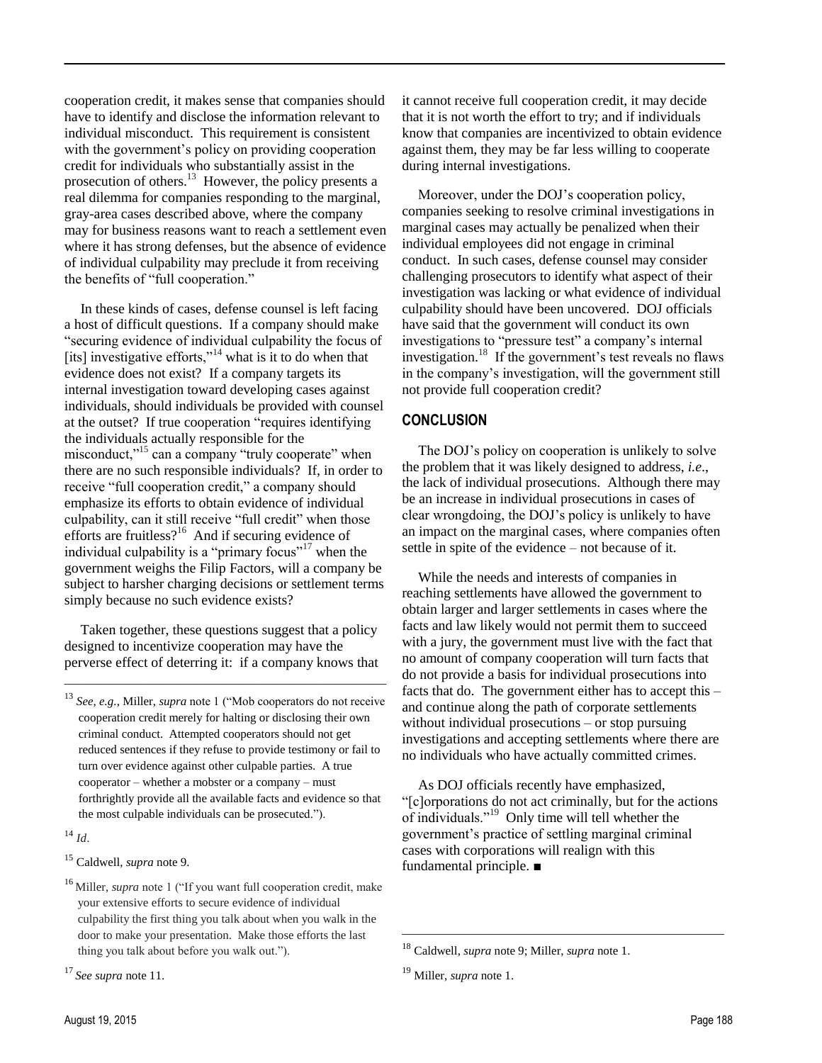cooperation credit, it makes sense that companies should have to identify and disclose the information relevant to individual misconduct. This requirement is consistent with the government's policy on providing cooperation credit for individuals who substantially assist in the prosecution of others.[13] However, the policy presents a real dilemma for companies responding to the marginal, gray-area cases described above, where the company may for business reasons want to reach a settlement even where it has strong defenses, but the absence of evidence of individual culpability may preclude it from receiving the benefits of "full cooperation."

In these kinds of cases, defense counsel is left facing a host of difficult questions. If a company should make "securing evidence of individual culpability the focus of [its] investigative efforts,"[14] what is it to do when that evidence does not exist? If a company targets its internal investigation toward developing cases against individuals, should individuals be provided with counsel at the outset? If true cooperation "requires identifying the individuals actually responsible for the misconduct,"[15] can a company "truly cooperate" when there are no such responsible individuals? If, in order to receive "full cooperation credit," a company should emphasize its efforts to obtain evidence of individual culpability, can it still receive "full credit" when those efforts are fruitless?[16] And if securing evidence of individual culpability is a "primary focus"[17] when the government weighs the Filip Factors, will a company be subject to harsher charging decisions or settlement terms simply because no such evidence exists?

Taken together, these questions suggest that a policy designed to incentivize cooperation may have the perverse effect of deterring it: if a company knows that it cannot receive full cooperation credit, it may decide that it is not worth the effort to try; and if individuals know that companies are incentivized to obtain evidence against them, they may be far less willing to cooperate during internal investigations.

Moreover, under the DOJ's cooperation policy, companies seeking to resolve criminal investigations in marginal cases may actually be penalized when their individual employees did not engage in criminal conduct. In such cases, defense counsel may consider challenging prosecutors to identify what aspect of their investigation was lacking or what evidence of individual culpability should have been uncovered. DOJ officials have said that the government will conduct its own investigations to "pressure test" a company's internal investigation.[18] If the government's test reveals no flaws in the company's investigation, will the government still not provide full cooperation credit?

## CONCLUSION

The DOJ's policy on cooperation is unlikely to solve the problem that it was likely designed to address, *i.e*., the lack of individual prosecutions. Although there may be an increase in individual prosecutions in cases of clear wrongdoing, the DOJ's policy is unlikely to have an impact on the marginal cases, where companies often settle in spite of the evidence – not because of it.

While the needs and interests of companies in reaching settlements have allowed the government to obtain larger and larger settlements in cases where the facts and law likely would not permit them to succeed with a jury, the government must live with the fact that no amount of company cooperation will turn facts that do not provide a basis for individual prosecutions into facts that do. The government either has to accept this – and continue along the path of corporate settlements without individual prosecutions – or stop pursuing investigations and accepting settlements where there are no individuals who have actually committed crimes.

As DOJ officials recently have emphasized, "[c]orporations do not act criminally, but for the actions of individuals."[19] Only time will tell whether the government's practice of settling marginal criminal cases with corporations will realign with this fundamental principle. ■

---

[13] *See, e.g.*, Miller, *supra* note 1 ("Mob cooperators do not receive cooperation credit merely for halting or disclosing their own criminal conduct. Attempted cooperators should not get reduced sentences if they refuse to provide testimony or fail to turn over evidence against other culpable parties. A true cooperator – whether a mobster or a company – must forthrightly provide all the available facts and evidence so that the most culpable individuals can be prosecuted.").

[14] *Id*.

[15] Caldwell, *supra* note 9.

[16] Miller, *supra* note 1 ("If you want full cooperation credit, make your extensive efforts to secure evidence of individual culpability the first thing you talk about when you walk in the door to make your presentation. Make those efforts the last thing you talk about before you walk out.").

[17] *See supra* note 11.

[18] Caldwell, *supra* note 9; Miller, *supra* note 1.

[19] Miller, *supra* note 1.